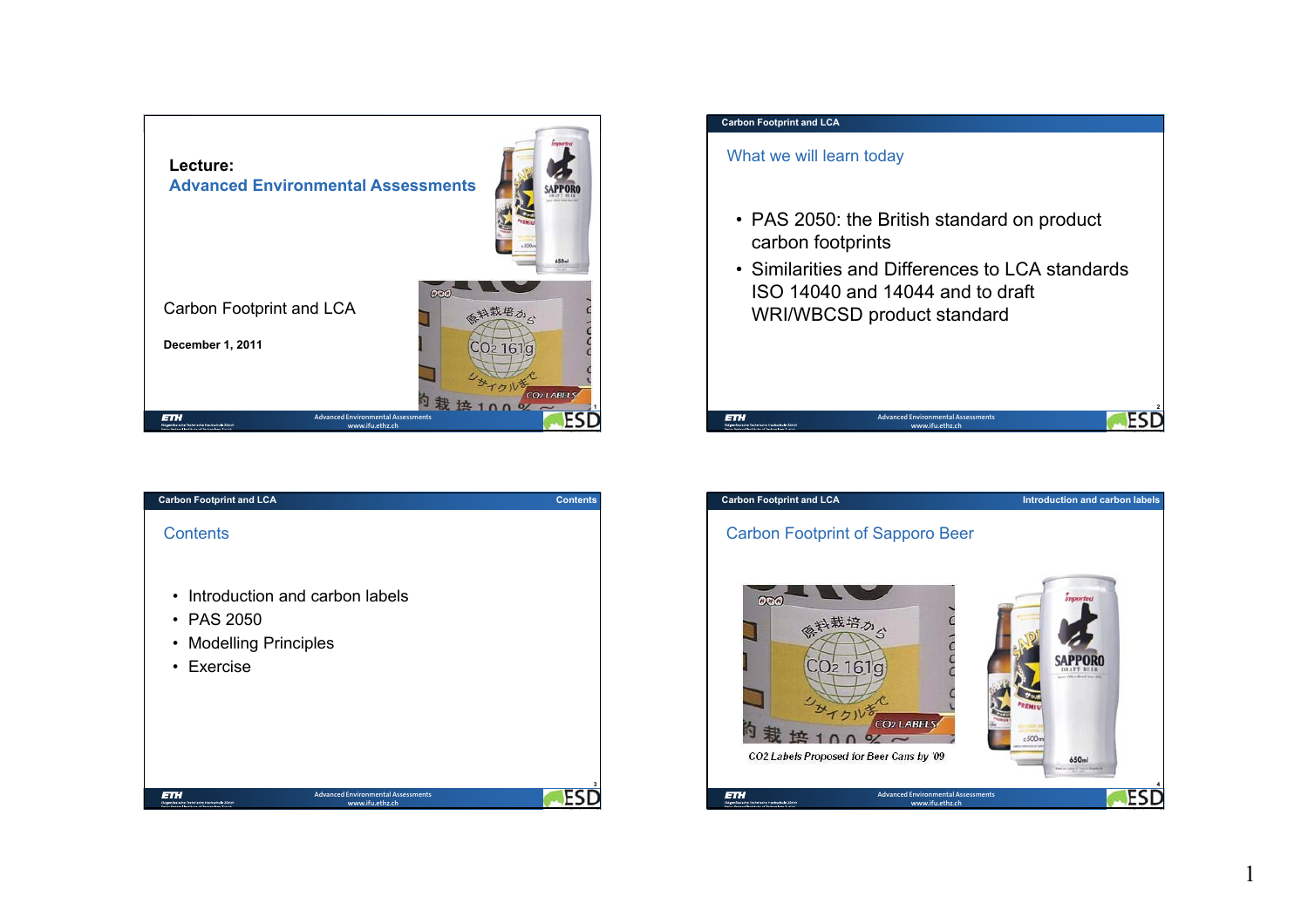## Lecture:
## Advanced Environmental Assessments

Carbon Footprint and LCA

**December 1, 2011**

---

## What we will learn today

- PAS 2050: the British standard on product carbon footprints
- Similarities and Differences to LCA standards ISO 14040 and 14044 and to draft WRI/WBCSD product standard

---

## Contents

- Introduction and carbon labels
- PAS 2050
- Modelling Principles
- Exercise

---

## Carbon Footprint of Sapporo Beer

CO2 Labels Proposed for Beer Cans by '09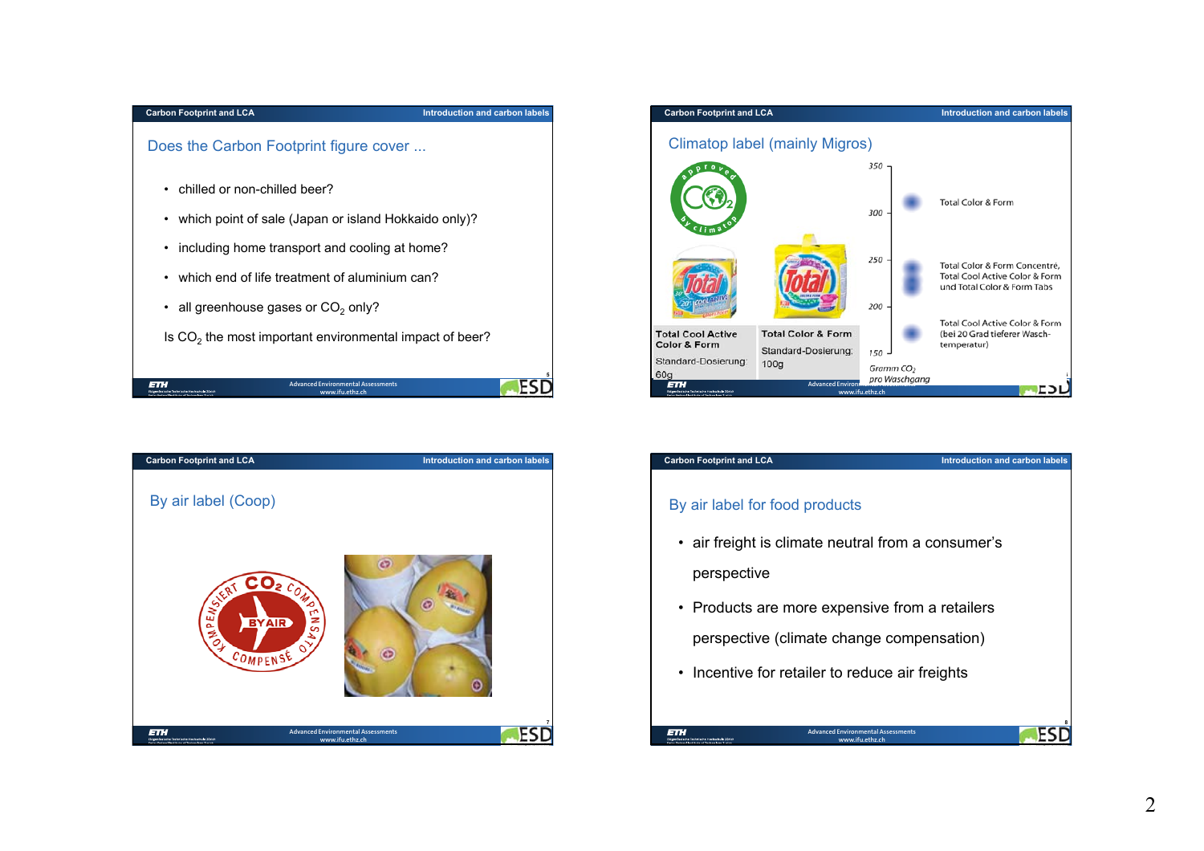## Does the Carbon Footprint figure cover ...

- chilled or non-chilled beer?
- which point of sale (Japan or island Hokkaido only)?
- including home transport and cooling at home?
- which end of life treatment of aluminium can?
- all greenhouse gases or $CO_2$ only?

Is $CO_2$ the most important environmental impact of beer?

## Climatop label (mainly Migros)

approved $CO_2$ by climatop

| Total Cool Active Color & Form | Total Color & Form |
|---|---|
| Standard-Dosierung: 60g | Standard-Dosierung: 100g |

- Total Color & Form
- Total Color & Form Concentré, Total Cool Active Color & Form und Total Color & Form Tabs
- Total Cool Active Color & Form (bei 20 Grad tieferer Waschtemperatur)

Gramm $CO_2$ pro Waschgang (axis: 150, 200, 250, 300, 350)

## By air label (Coop)

$CO_2$ KOMPENSIERT BY AIR COMPENSÉ

## By air label for food products

- air freight is climate neutral from a consumer's perspective
- Products are more expensive from a retailers perspective (climate change compensation)
- Incentive for retailer to reduce air freights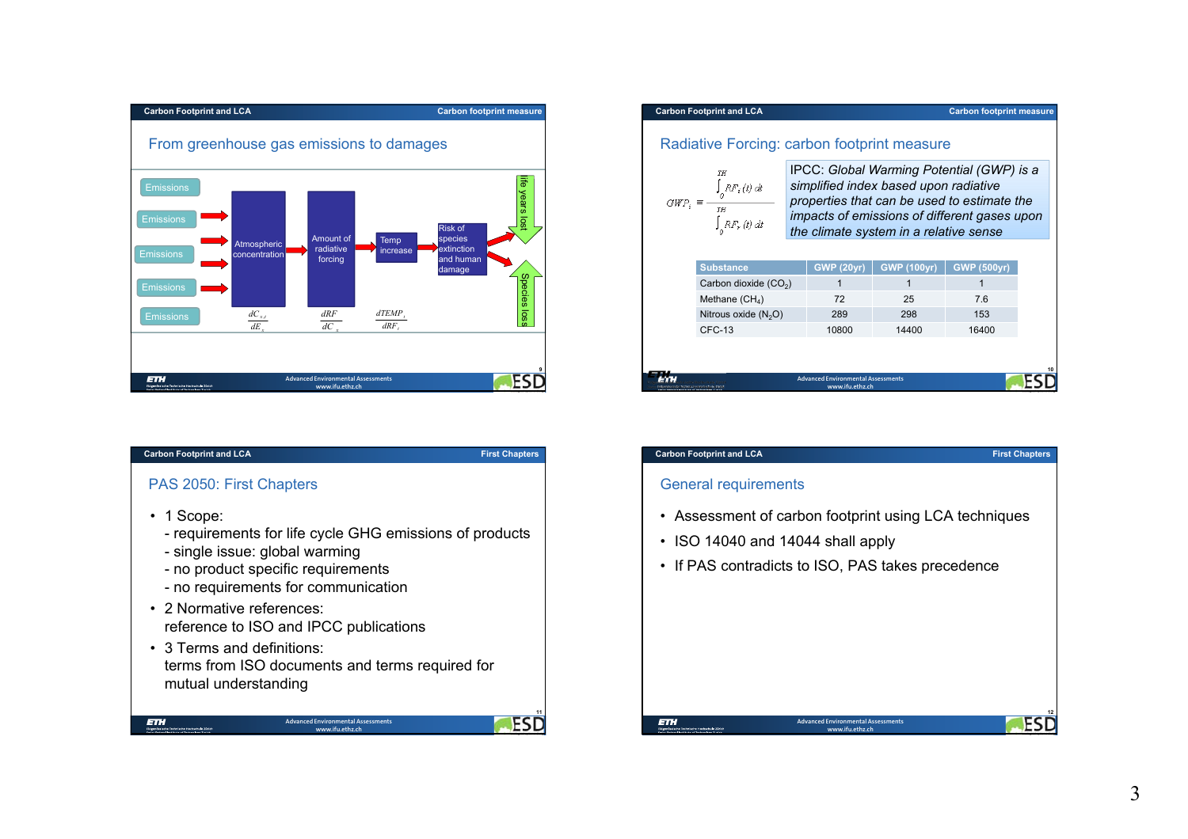## From greenhouse gas emissions to damages

Emissions → Atmospheric concentration → Amount of radiative forcing → Temp increase → Risk of species extinction and human damage → life years lost / Species loss

$$\frac{dC_{x,t}}{dE_x} \quad \frac{dRF}{dC_x} \quad \frac{dTEMP_t}{dRF_t}$$

## Radiative Forcing: carbon footprint measure

$$GWP_i \equiv \frac{\int_0^{TH} RF_i(t)\,dt}{\int_0^{TH} RF_r(t)\,dt}$$

IPCC: *Global Warming Potential (GWP) is a simplified index based upon radiative properties that can be used to estimate the impacts of emissions of different gases upon the climate system in a relative sense*

| Substance | GWP (20yr) | GWP (100yr) | GWP (500yr) |
|---|---|---|---|
| Carbon dioxide ($CO_2$) | 1 | 1 | 1 |
| Methane ($CH_4$) | 72 | 25 | 7.6 |
| Nitrous oxide ($N_2O$) | 289 | 298 | 153 |
| CFC-13 | 10800 | 14400 | 16400 |

## PAS 2050: First Chapters

- 1 Scope:
  - requirements for life cycle GHG emissions of products
  - single issue: global warming
  - no product specific requirements
  - no requirements for communication
- 2 Normative references:
  reference to ISO and IPCC publications
- 3 Terms and definitions:
  terms from ISO documents and terms required for mutual understanding

## General requirements

- Assessment of carbon footprint using LCA techniques
- ISO 14040 and 14044 shall apply
- If PAS contradicts to ISO, PAS takes precedence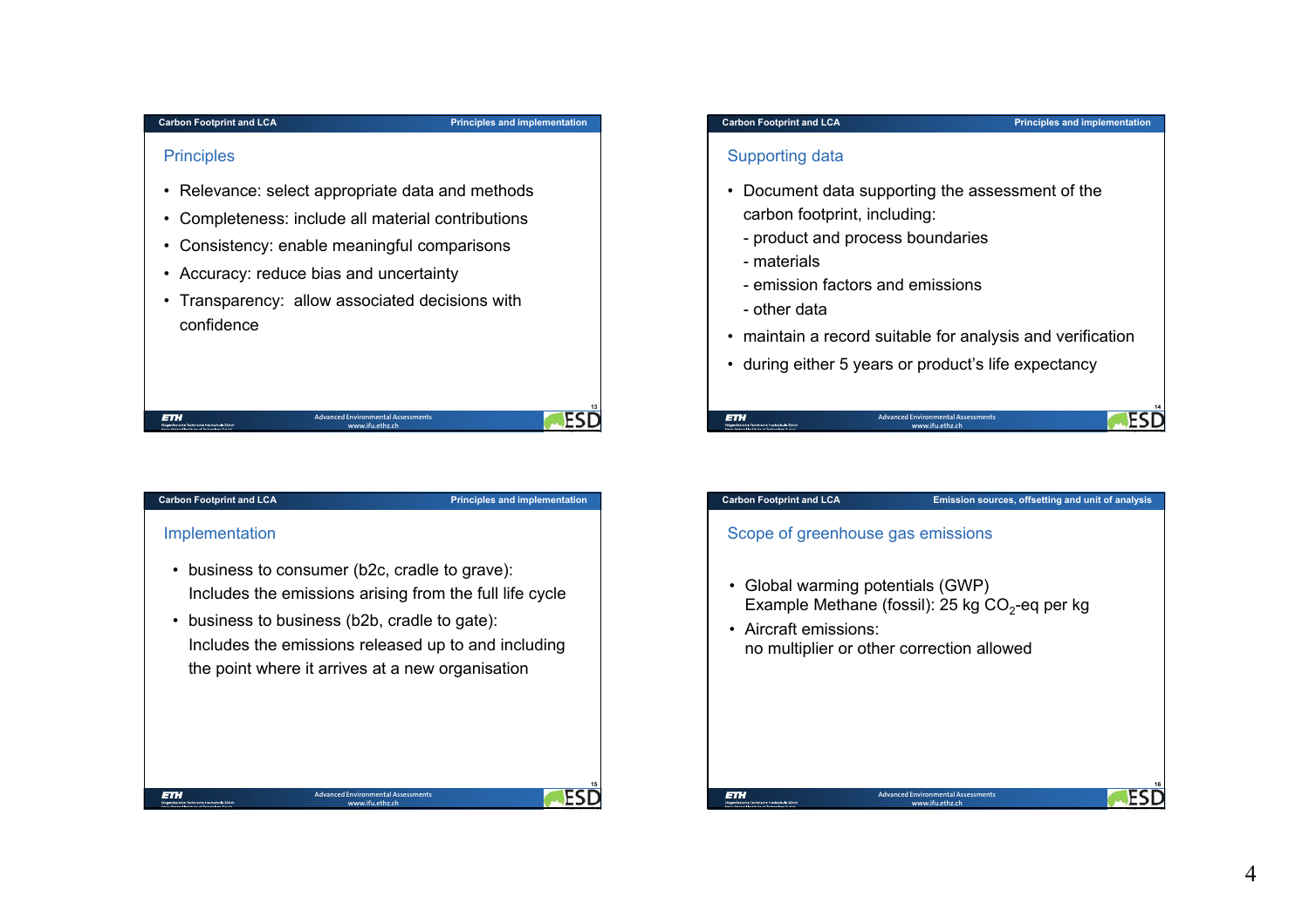## Principles

- Relevance: select appropriate data and methods
- Completeness: include all material contributions
- Consistency: enable meaningful comparisons
- Accuracy: reduce bias and uncertainty
- Transparency: allow associated decisions with confidence

## Supporting data

- Document data supporting the assessment of the carbon footprint, including:
  - product and process boundaries
  - materials
  - emission factors and emissions
  - other data
- maintain a record suitable for analysis and verification
- during either 5 years or product's life expectancy

## Implementation

- business to consumer (b2c, cradle to grave): Includes the emissions arising from the full life cycle
- business to business (b2b, cradle to gate): Includes the emissions released up to and including the point where it arrives at a new organisation

## Scope of greenhouse gas emissions

- Global warming potentials (GWP)
  Example Methane (fossil): 25 kg $CO_2$-eq per kg
- Aircraft emissions:
  no multiplier or other correction allowed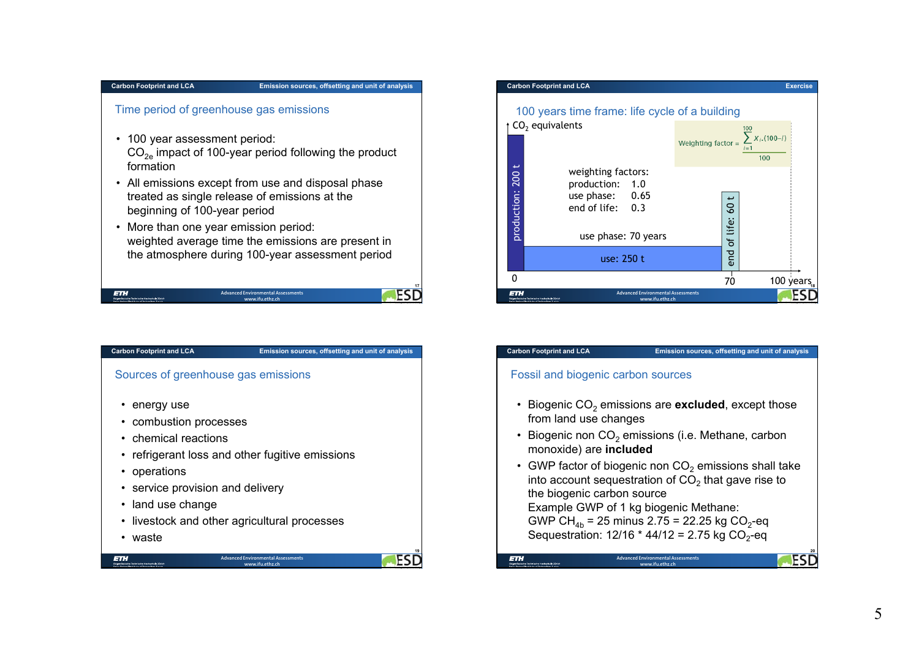## Time period of greenhouse gas emissions

- 100 year assessment period:
  $CO_{2e}$ impact of 100-year period following the product formation
- All emissions except from use and disposal phase treated as single release of emissions at the beginning of 100-year period
- More than one year emission period:
  weighted average time the emissions are present in the atmosphere during 100-year assessment period

## 100 years time frame: life cycle of a building

$CO_2$ equivalents

$$\text{Weighting factor} = \frac{\sum_{i=1}^{100} x_i \cdot (100-i)}{100}$$

weighting factors:
production: 1.0
use phase: 0.65
end of life: 0.3

production: 200 t

use phase: 70 years

use: 250 t

end of life: 60 t

0 — 70 — 100 years

## Sources of greenhouse gas emissions

- energy use
- combustion processes
- chemical reactions
- refrigerant loss and other fugitive emissions
- operations
- service provision and delivery
- land use change
- livestock and other agricultural processes
- waste

## Fossil and biogenic carbon sources

- Biogenic $CO_2$ emissions are **excluded**, except those from land use changes
- Biogenic non $CO_2$ emissions (i.e. Methane, carbon monoxide) are **included**
- GWP factor of biogenic non $CO_2$ emissions shall take into account sequestration of $CO_2$ that gave rise to the biogenic carbon source
  Example GWP of 1 kg biogenic Methane:
  GWP $CH_{4b}$ = 25 minus 2.75 = 22.25 kg $CO_2$-eq
  Sequestration: 12/16 * 44/12 = 2.75 kg $CO_2$-eq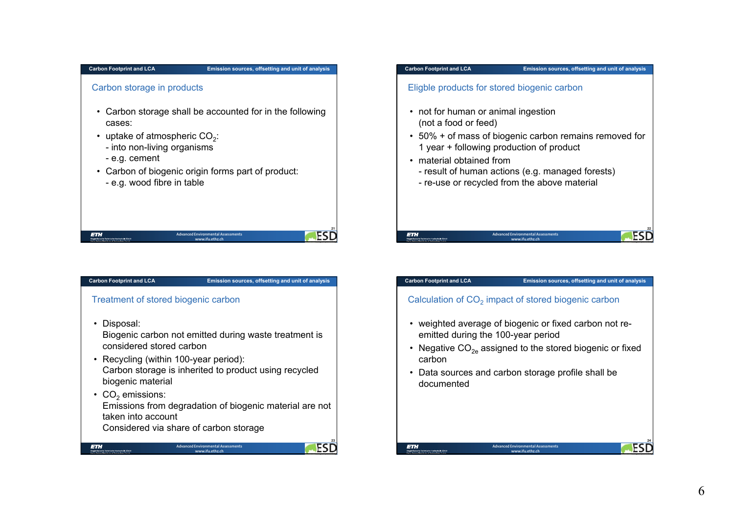## Carbon storage in products

- Carbon storage shall be accounted for in the following cases:
- uptake of atmospheric $CO_2$:
  - into non-living organisms
  - e.g. cement
- Carbon of biogenic origin forms part of product:
  - e.g. wood fibre in table

## Eligble products for stored biogenic carbon

- not for human or animal ingestion (not a food or feed)
- 50% + of mass of biogenic carbon remains removed for 1 year + following production of product
- material obtained from
  - result of human actions (e.g. managed forests)
  - re-use or recycled from the above material

## Treatment of stored biogenic carbon

- Disposal:
  Biogenic carbon not emitted during waste treatment is considered stored carbon
- Recycling (within 100-year period):
  Carbon storage is inherited to product using recycled biogenic material
- $CO_2$ emissions:
  Emissions from degradation of biogenic material are not taken into account
  Considered via share of carbon storage

## Calculation of $CO_2$ impact of stored biogenic carbon

- weighted average of biogenic or fixed carbon not re-emitted during the 100-year period
- Negative $CO_{2e}$ assigned to the stored biogenic or fixed carbon
- Data sources and carbon storage profile shall be documented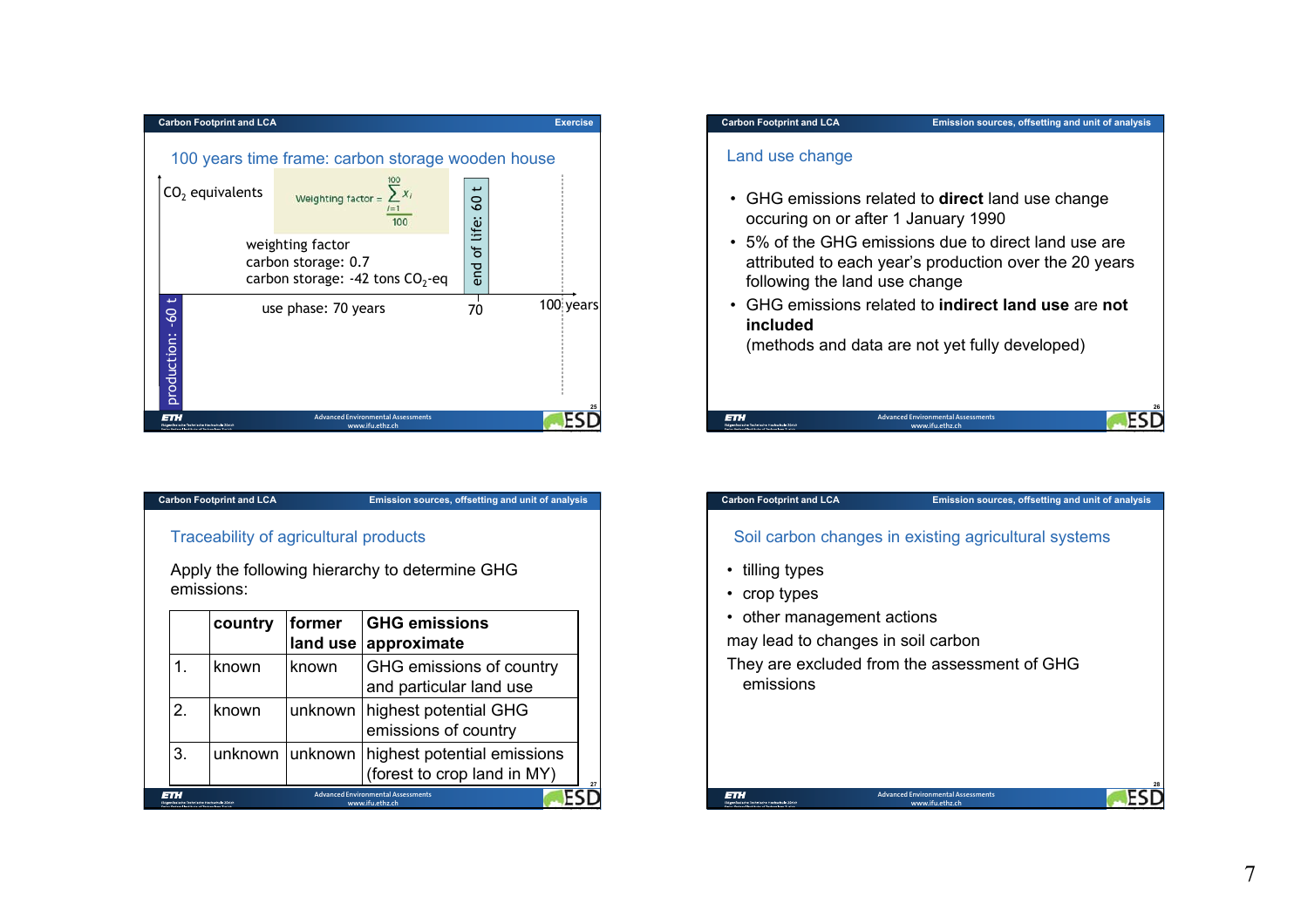## 100 years time frame: carbon storage wooden house

$CO_2$ equivalents

$$\text{Weighting factor} = \frac{\sum_{i=1}^{100} x_i}{100}$$

weighting factor
carbon storage: 0.7
carbon storage: -42 tons $CO_2$-eq

end of life: 60 t

production: -60 t

use phase: 70 years

70

100 years

## Land use change

- GHG emissions related to **direct** land use change occuring on or after 1 January 1990
- 5% of the GHG emissions due to direct land use are attributed to each year's production over the 20 years following the land use change
- GHG emissions related to **indirect land use** are **not included**
  (methods and data are not yet fully developed)

## Traceability of agricultural products

Apply the following hierarchy to determine GHG emissions:

| | **country** | **former land use** | **GHG emissions approximate** |
|---|---|---|---|
| 1. | known | known | GHG emissions of country and particular land use |
| 2. | known | unknown | highest potential GHG emissions of country |
| 3. | unknown | unknown | highest potential emissions (forest to crop land in MY) |

## Soil carbon changes in existing agricultural systems

- tilling types
- crop types
- other management actions

may lead to changes in soil carbon

They are excluded from the assessment of GHG emissions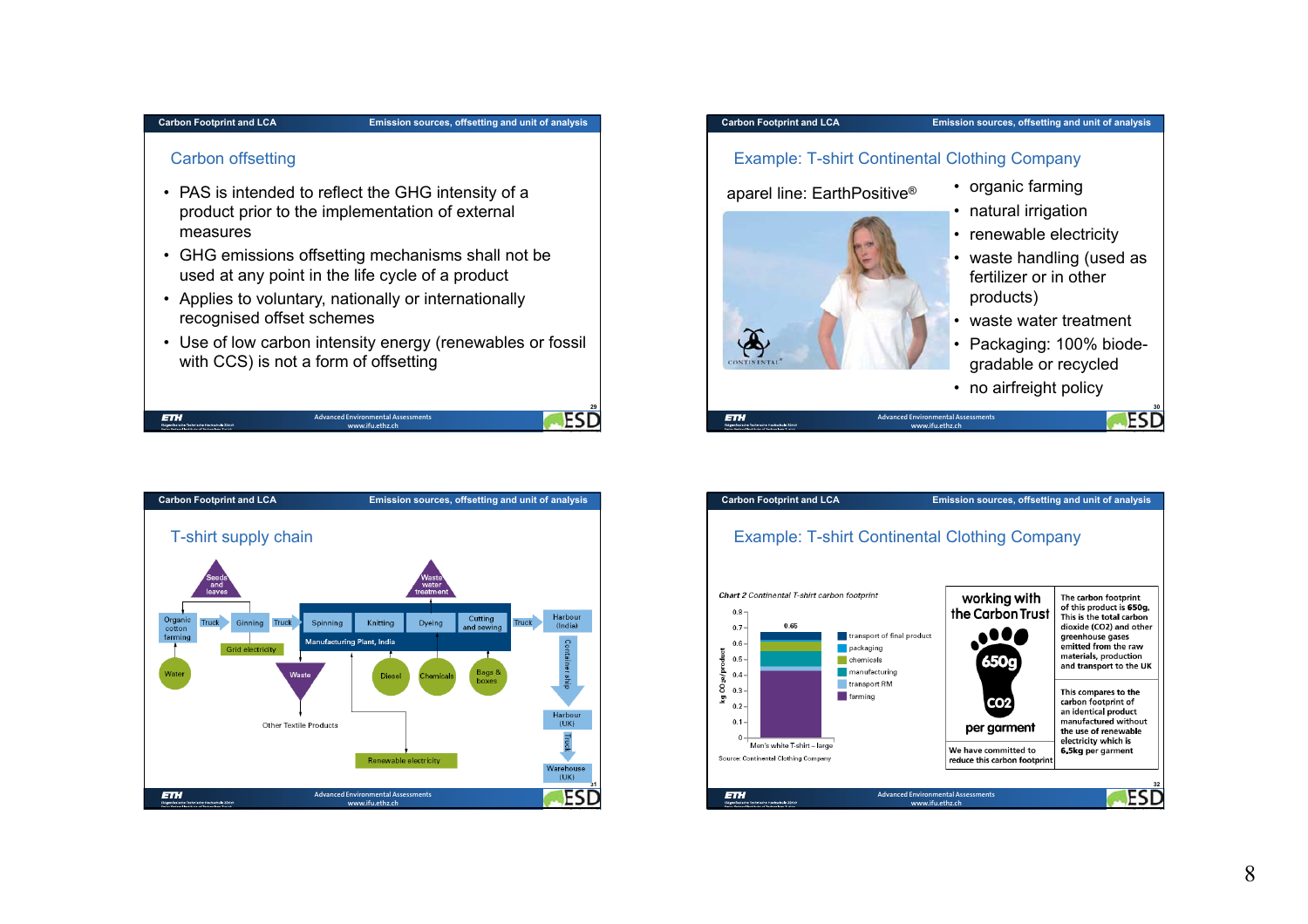## Carbon offsetting

- PAS is intended to reflect the GHG intensity of a product prior to the implementation of external measures
- GHG emissions offsetting mechanisms shall not be used at any point in the life cycle of a product
- Applies to voluntary, nationally or internationally recognised offset schemes
- Use of low carbon intensity energy (renewables or fossil with CCS) is not a form of offsetting

## Example: T-shirt Continental Clothing Company

aparel line: EarthPositive®

- organic farming
- natural irrigation
- renewable electricity
- waste handling (used as fertilizer or in other products)
- waste water treatment
- Packaging: 100% biode-gradable or recycled
- no airfreight policy

## T-shirt supply chain

Seeds and leaves → Organic cotton farming → Truck → Ginning → Truck → Manufacturing Plant, India (Spinning, Knitting, Dyeing, Cutting and sewing) → Truck → Harbour (India) → Container ship → Harbour (UK) → Truck → Warehouse (UK)

Inputs/outputs: Water, Grid electricity, Waste, Other Textile Products, Diesel, Chemicals, Bags & boxes, Renewable electricity, Waste water treatment

## Example: T-shirt Continental Clothing Company

*Chart 2* Continental T-shirt carbon footprint

kg $CO_2$e/product: 0.65 — Men's white T-shirt – large

Legend: transport of final product, packaging, chemicals, manufacturing, transport RM, farming

Source: Continental Clothing Company

working with the Carbon Trust — 650g $CO_2$ per garment

We have committed to reduce this carbon footprint

The carbon footprint of this product is 650g. This is the total carbon dioxide (CO2) and other greenhouse gases emitted from the raw materials, production and transport to the UK

This compares to the carbon footprint of an identical product manufactured without the use of renewable electricity which is 6,5kg per garment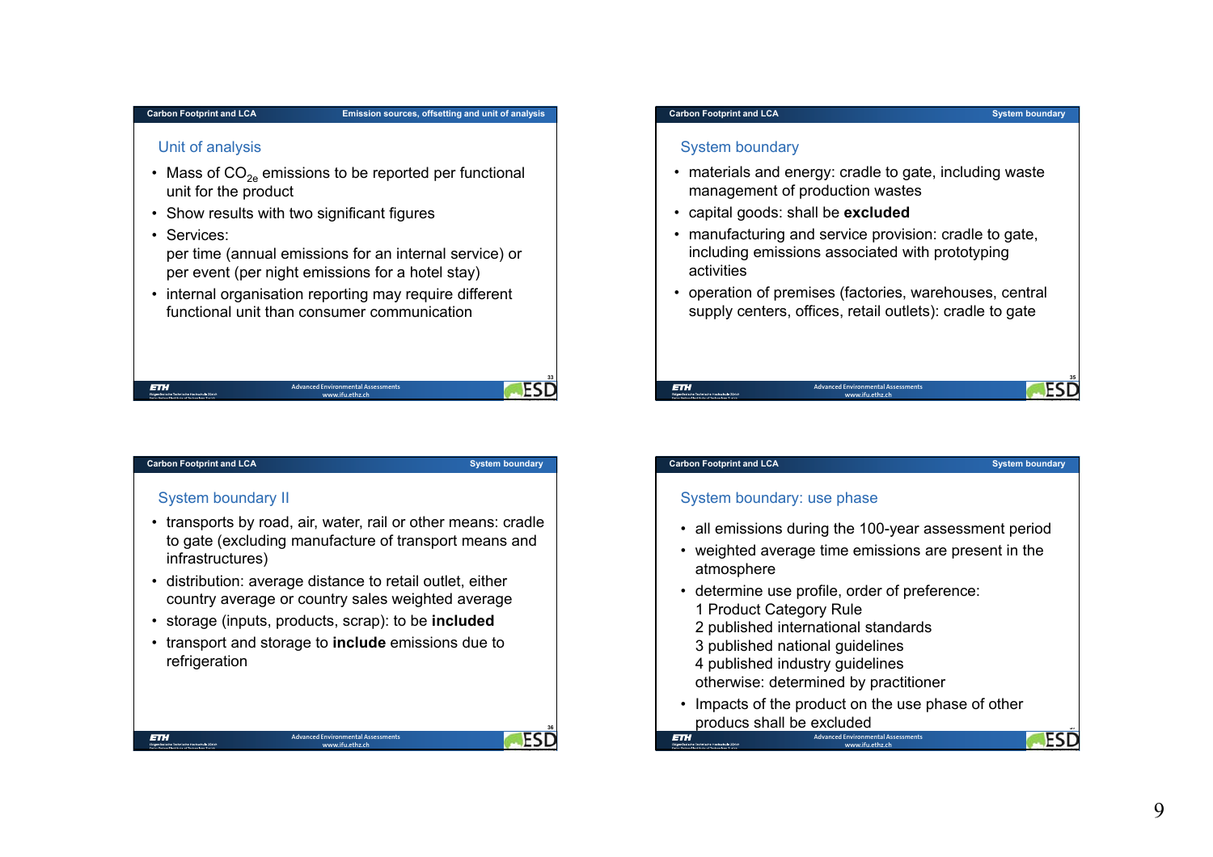## Unit of analysis

- Mass of $CO_{2e}$ emissions to be reported per functional unit for the product
- Show results with two significant figures
- Services:
  per time (annual emissions for an internal service) or per event (per night emissions for a hotel stay)
- internal organisation reporting may require different functional unit than consumer communication

## System boundary

- materials and energy: cradle to gate, including waste management of production wastes
- capital goods: shall be **excluded**
- manufacturing and service provision: cradle to gate, including emissions associated with prototyping activities
- operation of premises (factories, warehouses, central supply centers, offices, retail outlets): cradle to gate

## System boundary II

- transports by road, air, water, rail or other means: cradle to gate (excluding manufacture of transport means and infrastructures)
- distribution: average distance to retail outlet, either country average or country sales weighted average
- storage (inputs, products, scrap): to be **included**
- transport and storage to **include** emissions due to refrigeration

## System boundary: use phase

- all emissions during the 100-year assessment period
- weighted average time emissions are present in the atmosphere
- determine use profile, order of preference:
  1 Product Category Rule
  2 published international standards
  3 published national guidelines
  4 published industry guidelines
  otherwise: determined by practitioner
- Impacts of the product on the use phase of other producs shall be excluded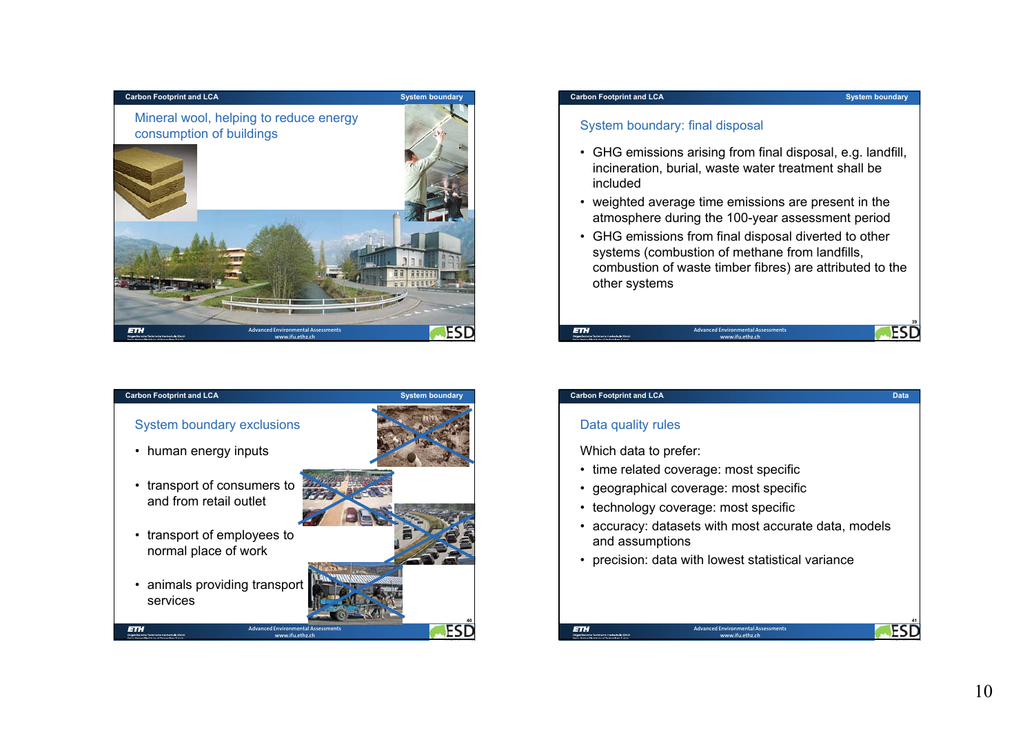## Mineral wool, helping to reduce energy consumption of buildings

## System boundary: final disposal

- GHG emissions arising from final disposal, e.g. landfill, incineration, burial, waste water treatment shall be included
- weighted average time emissions are present in the atmosphere during the 100-year assessment period
- GHG emissions from final disposal diverted to other systems (combustion of methane from landfills, combustion of waste timber fibres) are attributed to the other systems

## System boundary exclusions

- human energy inputs
- transport of consumers to and from retail outlet
- transport of employees to normal place of work
- animals providing transport services

## Data quality rules

Which data to prefer:

- time related coverage: most specific
- geographical coverage: most specific
- technology coverage: most specific
- accuracy: datasets with most accurate data, models and assumptions
- precision: data with lowest statistical variance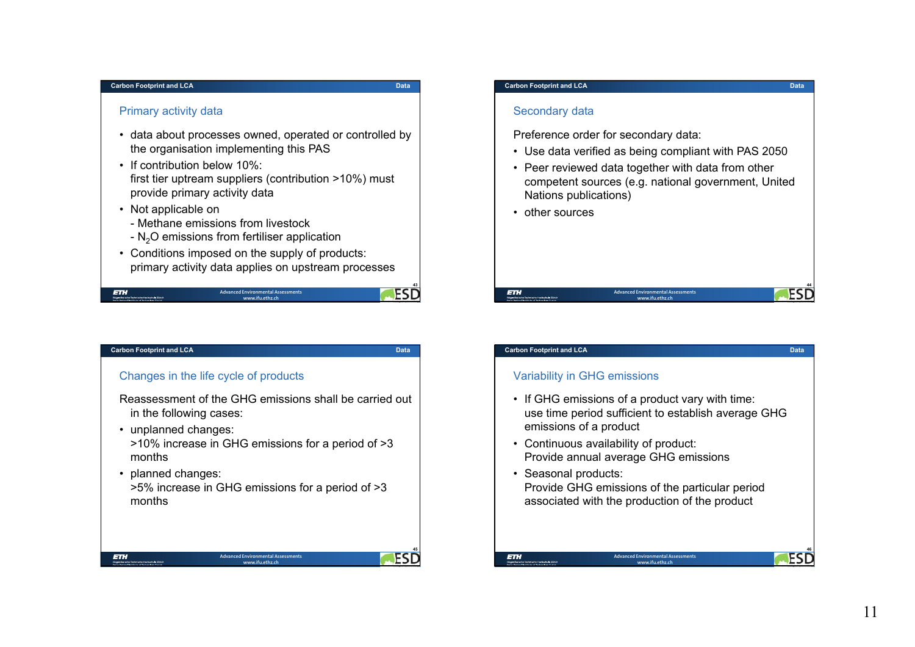## Primary activity data

- data about processes owned, operated or controlled by the organisation implementing this PAS
- If contribution below 10%:
  first tier uptream suppliers (contribution >10%) must provide primary activity data
- Not applicable on
  - Methane emissions from livestock
  - $N_2O$ emissions from fertiliser application
- Conditions imposed on the supply of products:
  primary activity data applies on upstream processes

## Secondary data

Preference order for secondary data:

- Use data verified as being compliant with PAS 2050
- Peer reviewed data together with data from other competent sources (e.g. national government, United Nations publications)
- other sources

## Changes in the life cycle of products

Reassessment of the GHG emissions shall be carried out in the following cases:

- unplanned changes:
  >10% increase in GHG emissions for a period of >3 months
- planned changes:
  >5% increase in GHG emissions for a period of >3 months

## Variability in GHG emissions

- If GHG emissions of a product vary with time:
  use time period sufficient to establish average GHG emissions of a product
- Continuous availability of product:
  Provide annual average GHG emissions
- Seasonal products:
  Provide GHG emissions of the particular period associated with the production of the product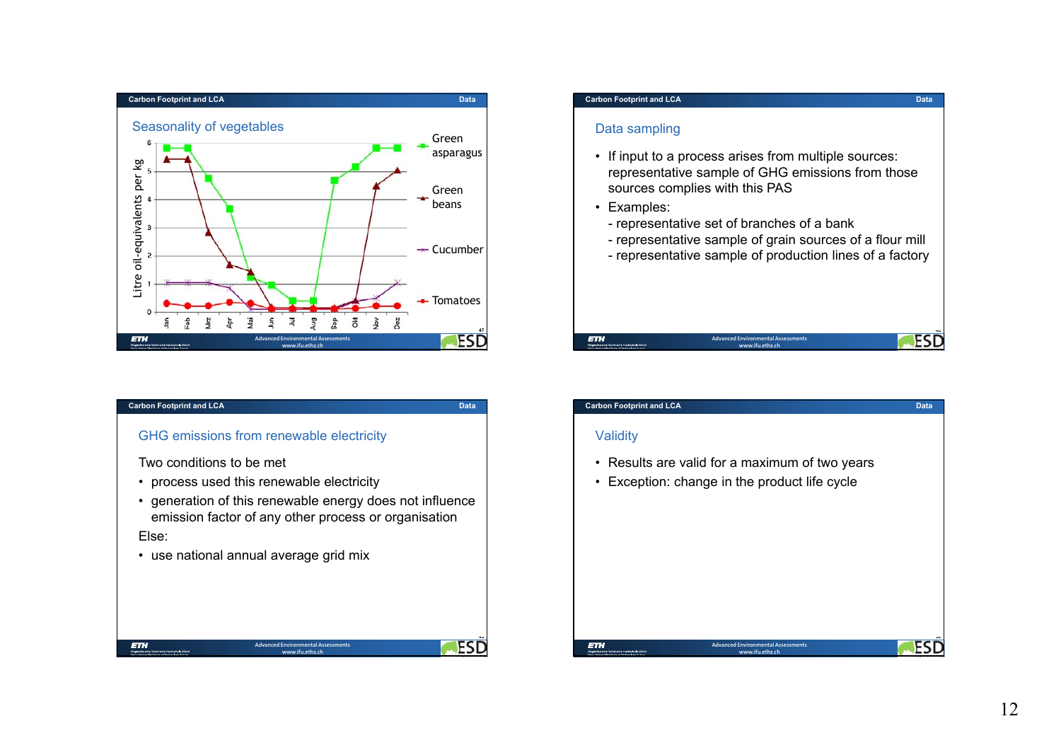## Seasonality of vegetables

Litre oil-equivalents per kg

Jan, Feb, Mrz, Apr, Mai, Jun, Jul, Aug, Sep, Okt, Nov, Dez

- Green asparagus
- Green beans
- Cucumber
- Tomatoes

## Data sampling

- If input to a process arises from multiple sources: representative sample of GHG emissions from those sources complies with this PAS
- Examples:
  - representative set of branches of a bank
  - representative sample of grain sources of a flour mill
  - representative sample of production lines of a factory

## GHG emissions from renewable electricity

Two conditions to be met

- process used this renewable electricity
- generation of this renewable energy does not influence emission factor of any other process or organisation

Else:

- use national annual average grid mix

## Validity

- Results are valid for a maximum of two years
- Exception: change in the product life cycle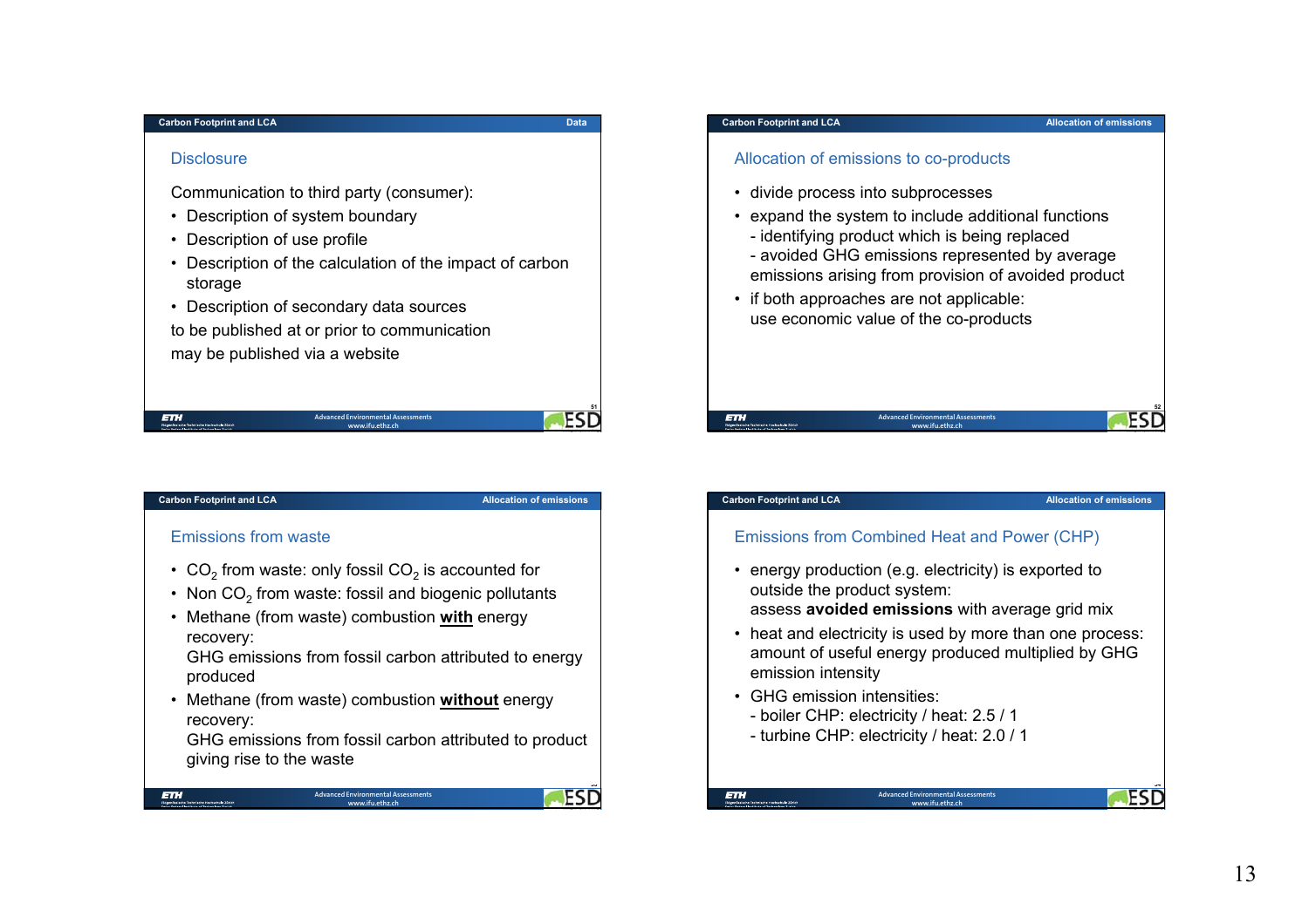## Disclosure

Communication to third party (consumer):

- Description of system boundary
- Description of use profile
- Description of the calculation of the impact of carbon storage
- Description of secondary data sources

to be published at or prior to communication

may be published via a website

## Allocation of emissions to co-products

- divide process into subprocesses
- expand the system to include additional functions
  - identifying product which is being replaced
  - avoided GHG emissions represented by average emissions arising from provision of avoided product
- if both approaches are not applicable:
  use economic value of the co-products

## Emissions from waste

- $CO_2$ from waste: only fossil $CO_2$ is accounted for
- Non $CO_2$ from waste: fossil and biogenic pollutants
- Methane (from waste) combustion **with** energy recovery:
  GHG emissions from fossil carbon attributed to energy produced
- Methane (from waste) combustion **without** energy recovery:
  GHG emissions from fossil carbon attributed to product giving rise to the waste

## Emissions from Combined Heat and Power (CHP)

- energy production (e.g. electricity) is exported to outside the product system:
  assess **avoided emissions** with average grid mix
- heat and electricity is used by more than one process:
  amount of useful energy produced multiplied by GHG emission intensity
- GHG emission intensities:
  - boiler CHP: electricity / heat: 2.5 / 1
  - turbine CHP: electricity / heat: 2.0 / 1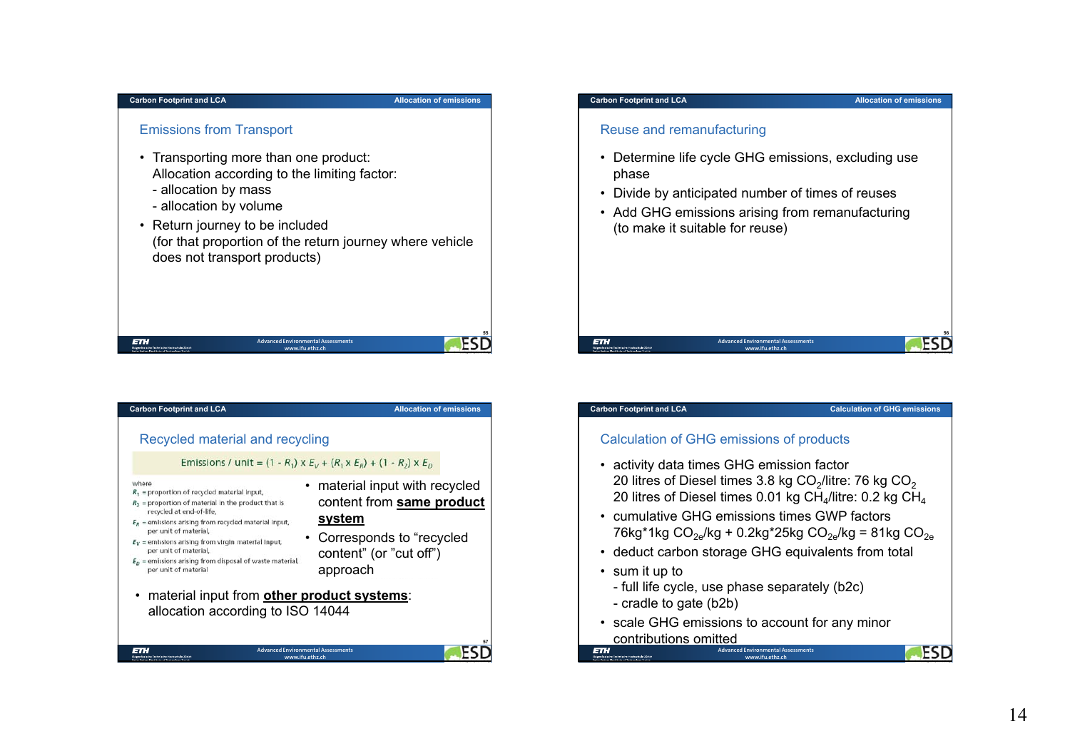## Emissions from Transport

- Transporting more than one product:
  Allocation according to the limiting factor:
  - allocation by mass
  - allocation by volume
- Return journey to be included
  (for that proportion of the return journey where vehicle does not transport products)

## Reuse and remanufacturing

- Determine life cycle GHG emissions, excluding use phase
- Divide by anticipated number of times of reuses
- Add GHG emissions arising from remanufacturing (to make it suitable for reuse)

## Recycled material and recycling

$$\text{Emissions / unit} = (1 - R_1) \times E_V + (R_1 \times E_R) + (1 - R_2) \times E_D$$

where
$R_1$ = proportion of recycled material input,
$R_2$ = proportion of material in the product that is recycled at end-of-life,
$E_R$ = emissions arising from recycled material input, per unit of material,
$E_V$ = emissions arising from virgin material input, per unit of material,
$E_D$ = emissions arising from disposal of waste material, per unit of material

- material input with recycled content from **same product system**
- Corresponds to "recycled content" (or "cut off") approach
- material input from **other product systems**: allocation according to ISO 14044

## Calculation of GHG emissions of products

- activity data times GHG emission factor
  20 litres of Diesel times 3.8 kg $CO_2$/litre: 76 kg $CO_2$
  20 litres of Diesel times 0.01 kg $CH_4$/litre: 0.2 kg $CH_4$
- cumulative GHG emissions times GWP factors
  76kg*1kg $CO_{2e}$/kg + 0.2kg*25kg $CO_{2e}$/kg = 81kg $CO_{2e}$
- deduct carbon storage GHG equivalents from total
- sum it up to
  - full life cycle, use phase separately (b2c)
  - cradle to gate (b2b)
- scale GHG emissions to account for any minor contributions omitted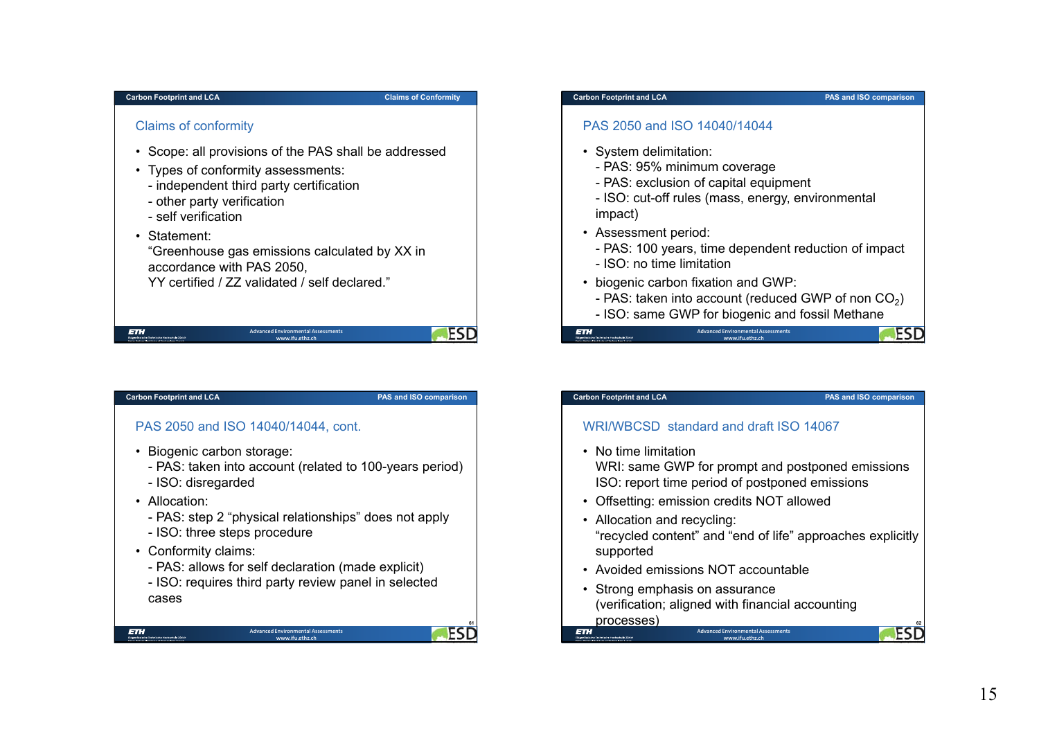## Claims of conformity

- Scope: all provisions of the PAS shall be addressed
- Types of conformity assessments:
  - independent third party certification
  - other party verification
  - self verification
- Statement:
  "Greenhouse gas emissions calculated by XX in accordance with PAS 2050,
  YY certified / ZZ validated / self declared."

## PAS 2050 and ISO 14040/14044

- System delimitation:
  - PAS: 95% minimum coverage
  - PAS: exclusion of capital equipment
  - ISO: cut-off rules (mass, energy, environmental impact)
- Assessment period:
  - PAS: 100 years, time dependent reduction of impact
  - ISO: no time limitation
- biogenic carbon fixation and GWP:
  - PAS: taken into account (reduced GWP of non $CO_2$)
  - ISO: same GWP for biogenic and fossil Methane

## PAS 2050 and ISO 14040/14044, cont.

- Biogenic carbon storage:
  - PAS: taken into account (related to 100-years period)
  - ISO: disregarded
- Allocation:
  - PAS: step 2 "physical relationships" does not apply
  - ISO: three steps procedure
- Conformity claims:
  - PAS: allows for self declaration (made explicit)
  - ISO: requires third party review panel in selected cases

## WRI/WBCSD standard and draft ISO 14067

- No time limitation
  WRI: same GWP for prompt and postponed emissions
  ISO: report time period of postponed emissions
- Offsetting: emission credits NOT allowed
- Allocation and recycling:
  "recycled content" and "end of life" approaches explicitly supported
- Avoided emissions NOT accountable
- Strong emphasis on assurance
  (verification; aligned with financial accounting processes)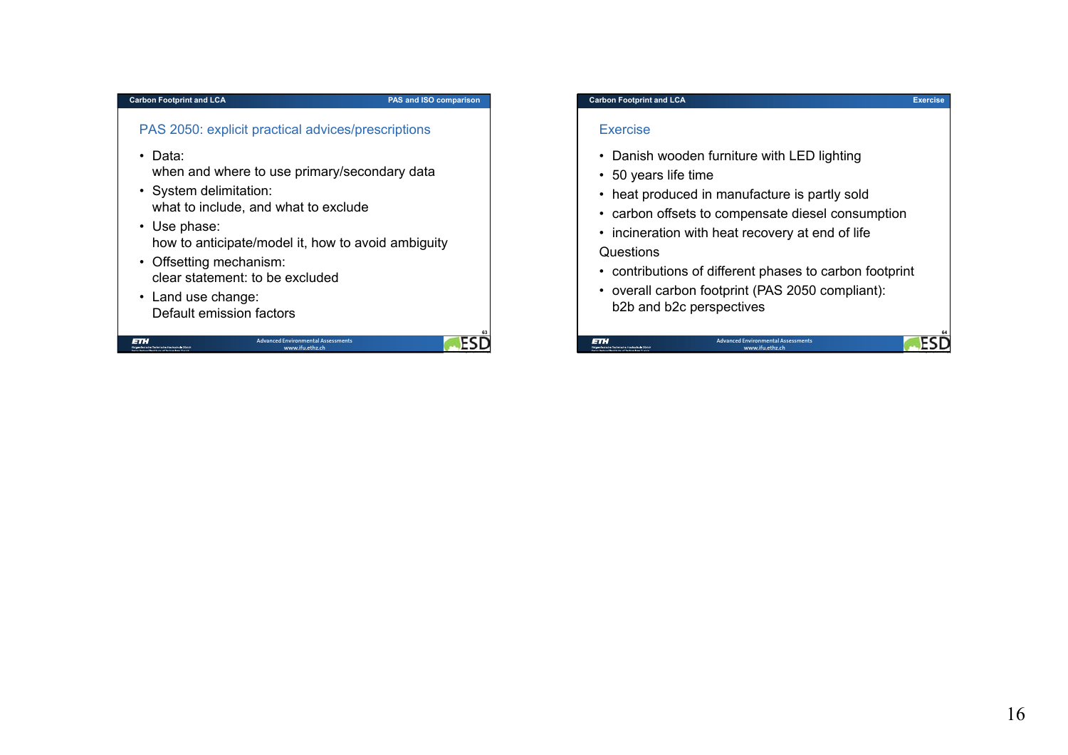## PAS 2050: explicit practical advices/prescriptions

- Data:
  when and where to use primary/secondary data
- System delimitation:
  what to include, and what to exclude
- Use phase:
  how to anticipate/model it, how to avoid ambiguity
- Offsetting mechanism:
  clear statement: to be excluded
- Land use change:
  Default emission factors

## Exercise

- Danish wooden furniture with LED lighting
- 50 years life time
- heat produced in manufacture is partly sold
- carbon offsets to compensate diesel consumption
- incineration with heat recovery at end of life

Questions

- contributions of different phases to carbon footprint
- overall carbon footprint (PAS 2050 compliant):
  b2b and b2c perspectives